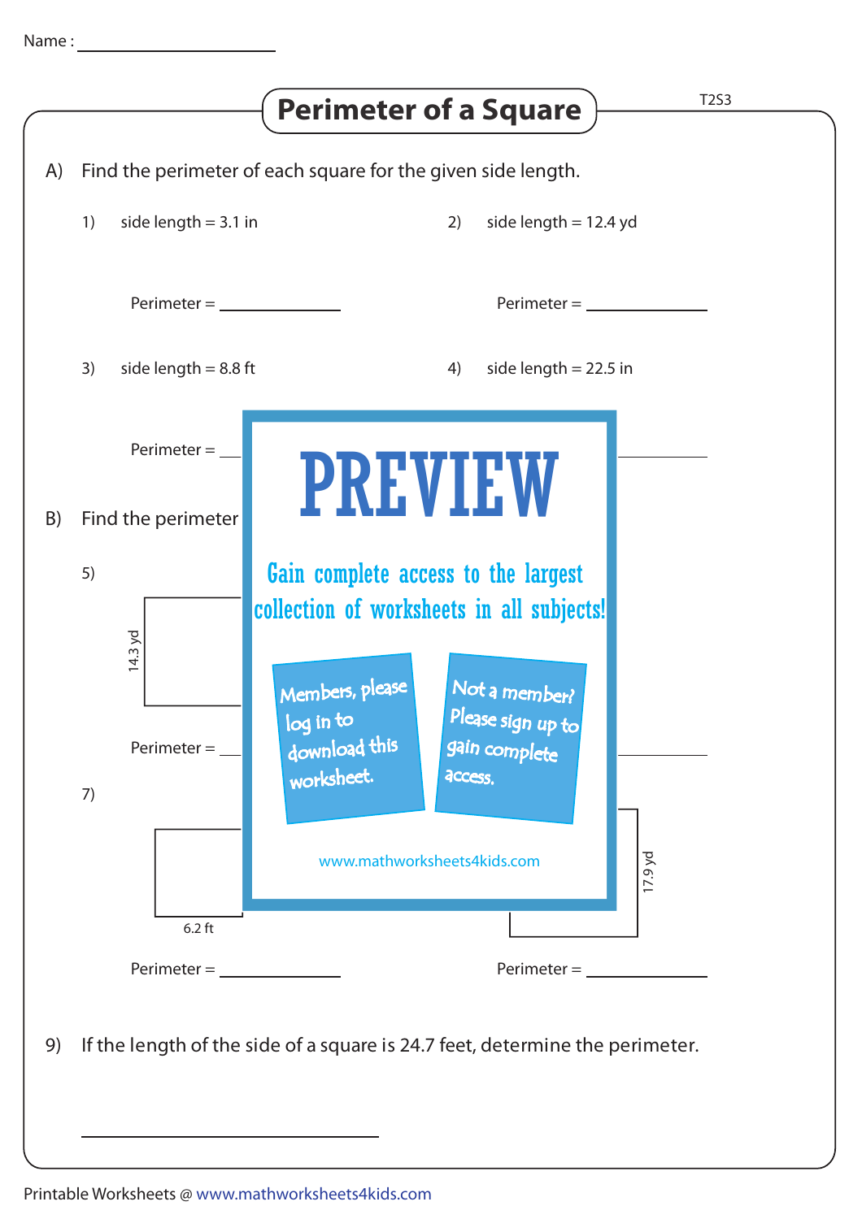Name : ____________________

# Perimeter of a Square

T2S3

A) Find the perimeter of each square for the given side length.

1) side length = 3.1 in

Perimeter = ____________

2) side length = 12.4 yd

Perimeter = ____________

3) side length = 8.8 ft

Perimeter = ____________

4) side length = 22.5 in

Perimeter = ____________

B) Find the perimeter

5)

14.3 yd

Perimeter = ____________

Perimeter = ____________

7)

6.2 ft

Perimeter = ____________

17.9 yd

Perimeter = ____________

PREVIEW

Gain complete access to the largest collection of worksheets in all subjects!

Members, please log in to download this worksheet.

Not a member? Please sign up to gain complete access.

www.mathworksheets4kids.com

9) If the length of the side of a square is 24.7 feet, determine the perimeter.

______________________

Printable Worksheets @ www.mathworksheets4kids.com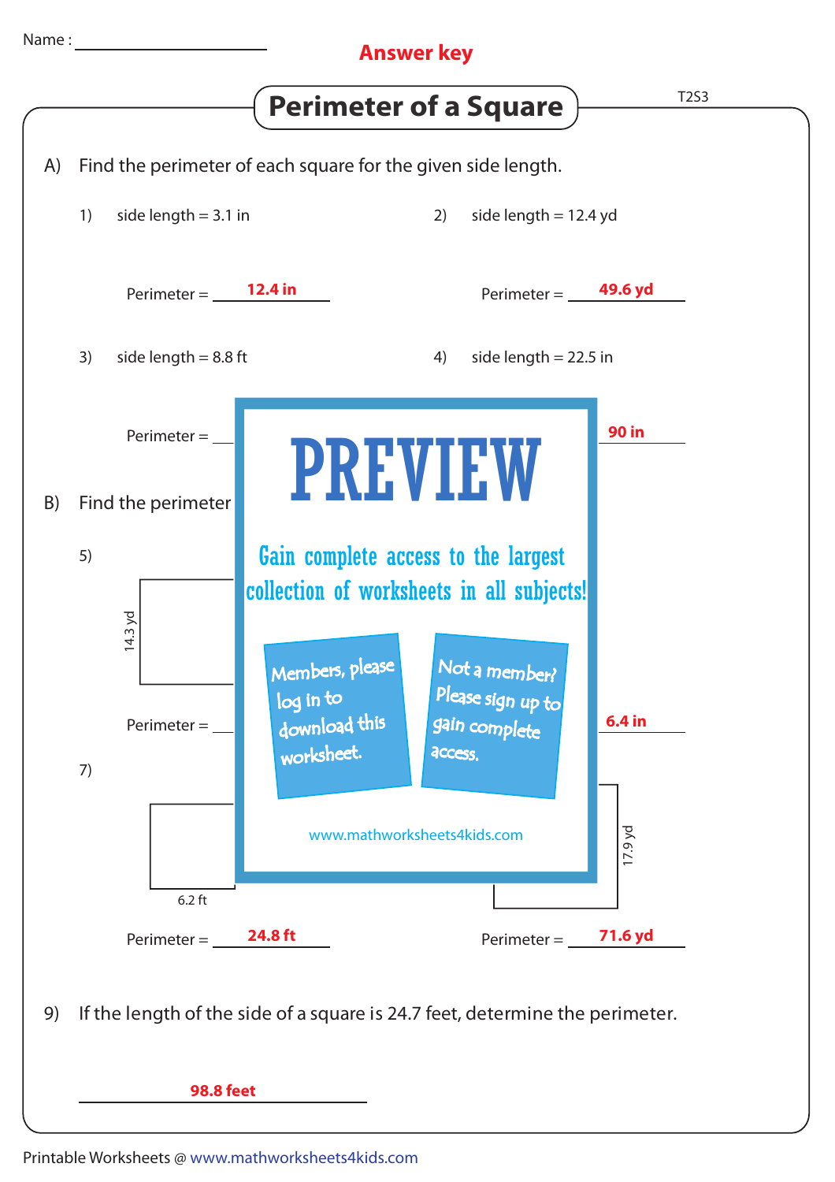Name : ____________________

**Answer key**

# Perimeter of a Square

T2S3

A) Find the perimeter of each square for the given side length.

1) side length = 3.1 in

Perimeter = **12.4 in**

2) side length = 12.4 yd

Perimeter = **49.6 yd**

3) side length = 8.8 ft

Perimeter = ____

4) side length = 22.5 in

Perimeter = **90 in**

B) Find the perimeter

5)

14.3 yd

Perimeter = ____

**6.4 in**

7)

6.2 ft

Perimeter = **24.8 ft**

17.9 yd

Perimeter = **71.6 yd**

PREVIEW

Gain complete access to the largest collection of worksheets in all subjects!

Members, please log in to download this worksheet.

Not a member? Please sign up to gain complete access.

www.mathworksheets4kids.com

9) If the length of the side of a square is 24.7 feet, determine the perimeter.

**98.8 feet**

Printable Worksheets @ www.mathworksheets4kids.com